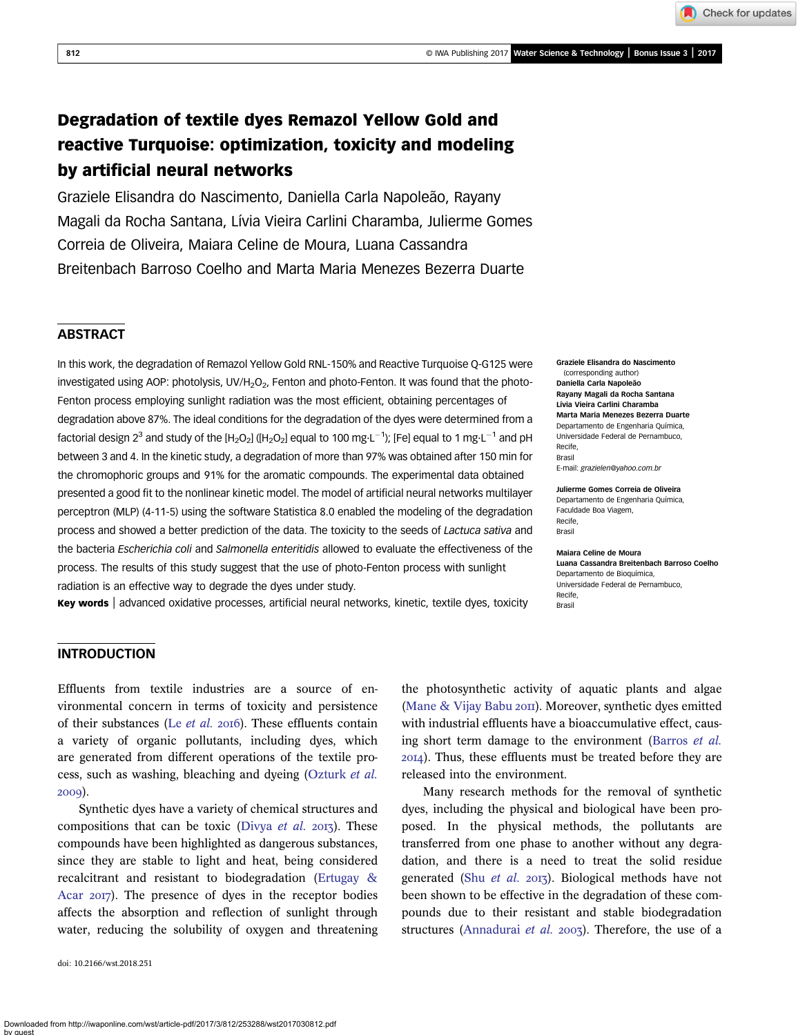# Degradation of textile dyes Remazol Yellow Gold and reactive Turquoise: optimization, toxicity and modeling by artificial neural networks

Graziele Elisandra do Nascimento, Daniella Carla Napoleão, Rayany Magali da Rocha Santana, Lívia Vieira Carlini Charamba, Julierme Gomes Correia de Oliveira, Maiara Celine de Moura, Luana Cassandra Breitenbach Barroso Coelho and Marta Maria Menezes Bezerra Duarte

## ABSTRACT

In this work, the degradation of Remazol Yellow Gold RNL-150% and Reactive Turquoise Q-G125 were investigated using AOP: photolysis, UV/$H_2O_2$, Fenton and photo-Fenton. It was found that the photo-Fenton process employing sunlight radiation was the most efficient, obtaining percentages of degradation above 87%. The ideal conditions for the degradation of the dyes were determined from a factorial design $2^3$ and study of the [$H_2O_2$] ([$H_2O_2$] equal to 100 mg·L$^{-1}$); [Fe] equal to 1 mg·L$^{-1}$ and pH between 3 and 4. In the kinetic study, a degradation of more than 97% was obtained after 150 min for the chromophoric groups and 91% for the aromatic compounds. The experimental data obtained presented a good fit to the nonlinear kinetic model. The model of artificial neural networks multilayer perceptron (MLP) (4-11-5) using the software Statistica 8.0 enabled the modeling of the degradation process and showed a better prediction of the data. The toxicity to the seeds of *Lactuca sativa* and the bacteria *Escherichia coli* and *Salmonella enteritidis* allowed to evaluate the effectiveness of the process. The results of this study suggest that the use of photo-Fenton process with sunlight radiation is an effective way to degrade the dyes under study.

**Key words** | advanced oxidative processes, artificial neural networks, kinetic, textile dyes, toxicity

**Graziele Elisandra do Nascimento** (corresponding author)
**Daniella Carla Napoleão**
**Rayany Magali da Rocha Santana**
**Lívia Vieira Carlini Charamba**
**Marta Maria Menezes Bezerra Duarte**
Departamento de Engenharia Química,
Universidade Federal de Pernambuco,
Recife,
Brasil
E-mail: *grazielen@yahoo.com.br*

**Julierme Gomes Correia de Oliveira**
Departamento de Engenharia Química,
Faculdade Boa Viagem,
Recife,
Brasil

**Maiara Celine de Moura**
**Luana Cassandra Breitenbach Barroso Coelho**
Departamento de Bioquímica,
Universidade Federal de Pernambuco,
Recife,
Brasil

## INTRODUCTION

Effluents from textile industries are a source of environmental concern in terms of toxicity and persistence of their substances (Le *et al.* 2016). These effluents contain a variety of organic pollutants, including dyes, which are generated from different operations of the textile process, such as washing, bleaching and dyeing (Ozturk *et al.* 2009).

Synthetic dyes have a variety of chemical structures and compositions that can be toxic (Divya *et al.* 2013). These compounds have been highlighted as dangerous substances, since they are stable to light and heat, being considered recalcitrant and resistant to biodegradation (Ertugay & Acar 2017). The presence of dyes in the receptor bodies affects the absorption and reflection of sunlight through water, reducing the solubility of oxygen and threatening the photosynthetic activity of aquatic plants and algae (Mane & Vijay Babu 2011). Moreover, synthetic dyes emitted with industrial effluents have a bioaccumulative effect, causing short term damage to the environment (Barros *et al.* 2014). Thus, these effluents must be treated before they are released into the environment.

Many research methods for the removal of synthetic dyes, including the physical and biological have been proposed. In the physical methods, the pollutants are transferred from one phase to another without any degradation, and there is a need to treat the solid residue generated (Shu *et al.* 2013). Biological methods have not been shown to be effective in the degradation of these compounds due to their resistant and stable biodegradation structures (Annadurai *et al.* 2003). Therefore, the use of a

doi: 10.2166/wst.2018.251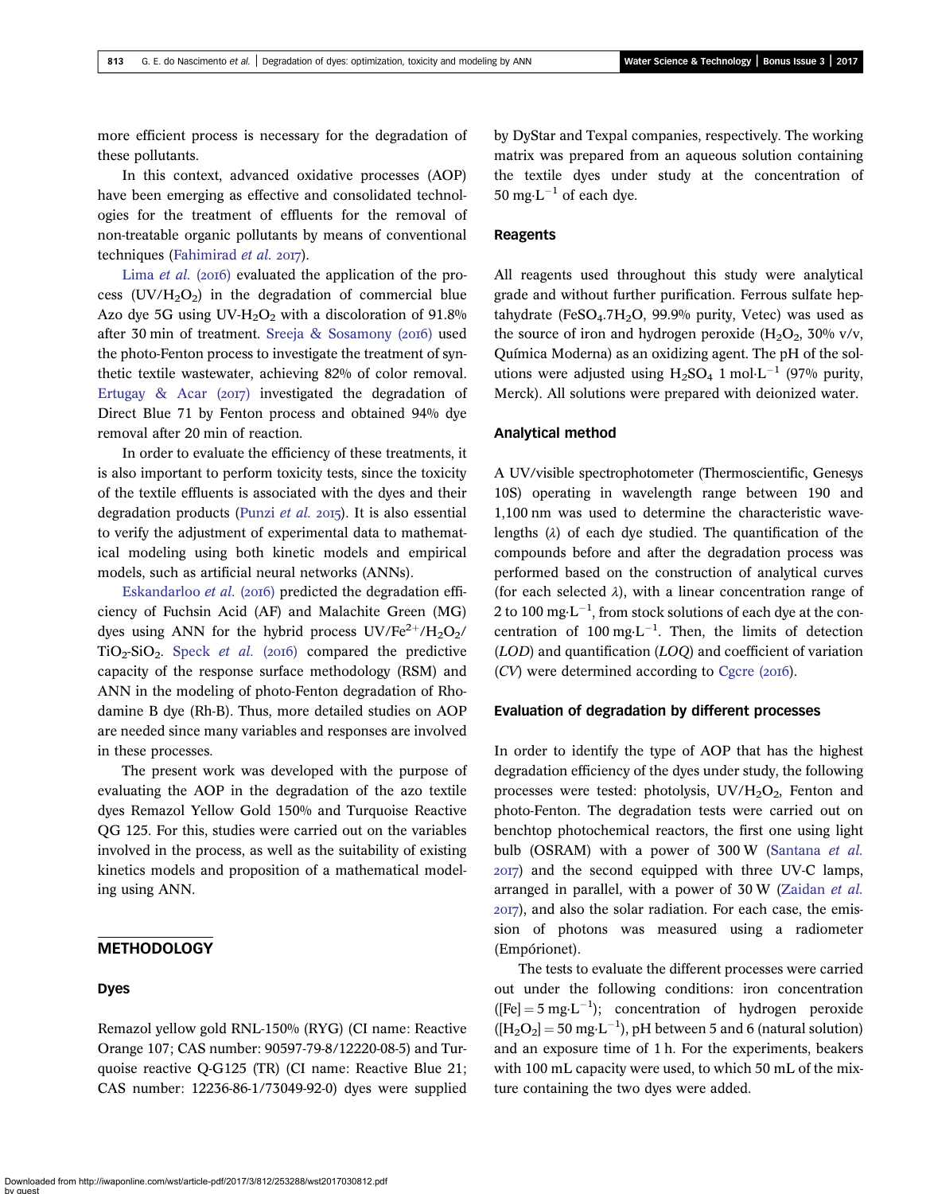more efficient process is necessary for the degradation of these pollutants.

In this context, advanced oxidative processes (AOP) have been emerging as effective and consolidated technologies for the treatment of effluents for the removal of non-treatable organic pollutants by means of conventional techniques (Fahimirad *et al.* 2017).

Lima *et al.* (2016) evaluated the application of the process ($UV/H_2O_2$) in the degradation of commercial blue Azo dye 5G using UV-$H_2O_2$ with a discoloration of 91.8% after 30 min of treatment. Sreeja & Sosamony (2016) used the photo-Fenton process to investigate the treatment of synthetic textile wastewater, achieving 82% of color removal. Ertugay & Acar (2017) investigated the degradation of Direct Blue 71 by Fenton process and obtained 94% dye removal after 20 min of reaction.

In order to evaluate the efficiency of these treatments, it is also important to perform toxicity tests, since the toxicity of the textile effluents is associated with the dyes and their degradation products (Punzi *et al.* 2015). It is also essential to verify the adjustment of experimental data to mathematical modeling using both kinetic models and empirical models, such as artificial neural networks (ANNs).

Eskandarloo *et al.* (2016) predicted the degradation efficiency of Fuchsin Acid (AF) and Malachite Green (MG) dyes using ANN for the hybrid process $UV/Fe^{2+}/H_2O_2/TiO_2\text{-}SiO_2$. Speck *et al.* (2016) compared the predictive capacity of the response surface methodology (RSM) and ANN in the modeling of photo-Fenton degradation of Rhodamine B dye (Rh-B). Thus, more detailed studies on AOP are needed since many variables and responses are involved in these processes.

The present work was developed with the purpose of evaluating the AOP in the degradation of the azo textile dyes Remazol Yellow Gold 150% and Turquoise Reactive QG 125. For this, studies were carried out on the variables involved in the process, as well as the suitability of existing kinetics models and proposition of a mathematical modeling using ANN.

## METHODOLOGY

### Dyes

Remazol yellow gold RNL-150% (RYG) (CI name: Reactive Orange 107; CAS number: 90597-79-8/12220-08-5) and Turquoise reactive Q-G125 (TR) (CI name: Reactive Blue 21; CAS number: 12236-86-1/73049-92-0) dyes were supplied by DyStar and Texpal companies, respectively. The working matrix was prepared from an aqueous solution containing the textile dyes under study at the concentration of 50 $mg{\cdot}L^{-1}$ of each dye.

### Reagents

All reagents used throughout this study were analytical grade and without further purification. Ferrous sulfate heptahydrate ($FeSO_4.7H_2O$, 99.9% purity, Vetec) was used as the source of iron and hydrogen peroxide ($H_2O_2$, 30% v/v, Química Moderna) as an oxidizing agent. The pH of the solutions were adjusted using $H_2SO_4$ 1 $mol{\cdot}L^{-1}$ (97% purity, Merck). All solutions were prepared with deionized water.

### Analytical method

A UV/visible spectrophotometer (Thermoscientific, Genesys 10S) operating in wavelength range between 190 and 1,100 nm was used to determine the characteristic wavelengths ($\lambda$) of each dye studied. The quantification of the compounds before and after the degradation process was performed based on the construction of analytical curves (for each selected $\lambda$), with a linear concentration range of 2 to 100 $mg{\cdot}L^{-1}$, from stock solutions of each dye at the concentration of 100 $mg{\cdot}L^{-1}$. Then, the limits of detection (*LOD*) and quantification (*LOQ*) and coefficient of variation (*CV*) were determined according to Cgcre (2016).

### Evaluation of degradation by different processes

In order to identify the type of AOP that has the highest degradation efficiency of the dyes under study, the following processes were tested: photolysis, $UV/H_2O_2$, Fenton and photo-Fenton. The degradation tests were carried out on benchtop photochemical reactors, the first one using light bulb (OSRAM) with a power of 300 W (Santana *et al.* 2017) and the second equipped with three UV-C lamps, arranged in parallel, with a power of 30 W (Zaidan *et al.* 2017), and also the solar radiation. For each case, the emission of photons was measured using a radiometer (Empórionet).

The tests to evaluate the different processes were carried out under the following conditions: iron concentration ($[Fe] = 5$ $mg{\cdot}L^{-1}$); concentration of hydrogen peroxide ($[H_2O_2] = 50$ $mg{\cdot}L^{-1}$), pH between 5 and 6 (natural solution) and an exposure time of 1 h. For the experiments, beakers with 100 mL capacity were used, to which 50 mL of the mixture containing the two dyes were added.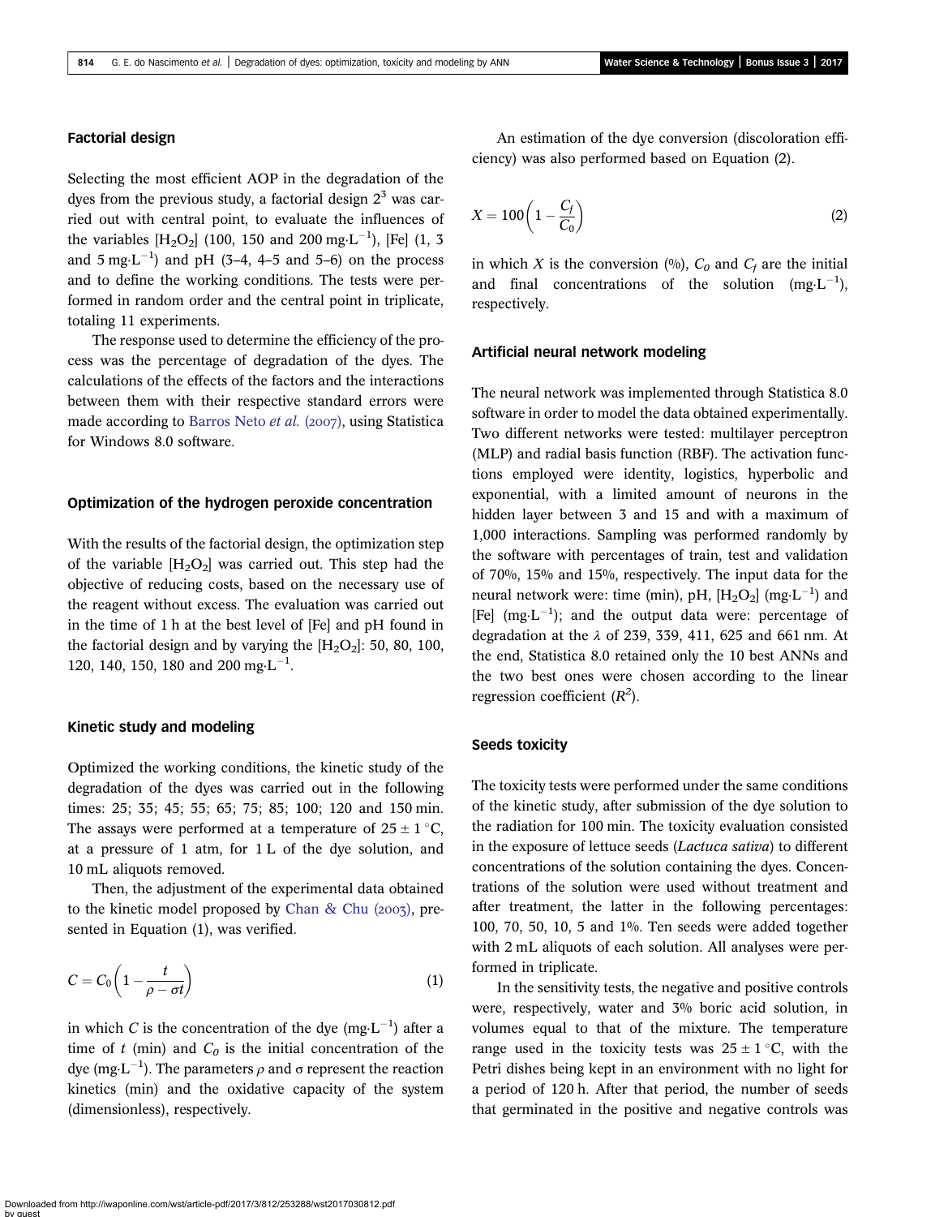### Factorial design

Selecting the most efficient AOP in the degradation of the dyes from the previous study, a factorial design $2^3$ was carried out with central point, to evaluate the influences of the variables [$H_2O_2$] (100, 150 and 200 $mg \cdot L^{-1}$), [Fe] (1, 3 and 5 $mg \cdot L^{-1}$) and pH (3–4, 4–5 and 5–6) on the process and to define the working conditions. The tests were performed in random order and the central point in triplicate, totaling 11 experiments.

The response used to determine the efficiency of the process was the percentage of degradation of the dyes. The calculations of the effects of the factors and the interactions between them with their respective standard errors were made according to Barros Neto *et al.* (2007), using Statistica for Windows 8.0 software.

### Optimization of the hydrogen peroxide concentration

With the results of the factorial design, the optimization step of the variable [$H_2O_2$] was carried out. This step had the objective of reducing costs, based on the necessary use of the reagent without excess. The evaluation was carried out in the time of 1 h at the best level of [Fe] and pH found in the factorial design and by varying the [$H_2O_2$]: 50, 80, 100, 120, 140, 150, 180 and 200 $mg \cdot L^{-1}$.

### Kinetic study and modeling

Optimized the working conditions, the kinetic study of the degradation of the dyes was carried out in the following times: 25; 35; 45; 55; 65; 75; 85; 100; 120 and 150 min. The assays were performed at a temperature of $25 \pm 1\,^{\circ}C$, at a pressure of 1 atm, for 1 L of the dye solution, and 10 mL aliquots removed.

Then, the adjustment of the experimental data obtained to the kinetic model proposed by Chan & Chu (2003), presented in Equation (1), was verified.

$$C = C_0\left(1 - \frac{t}{\rho - \sigma t}\right) \tag{1}$$

in which $C$ is the concentration of the dye ($mg \cdot L^{-1}$) after a time of $t$ (min) and $C_0$ is the initial concentration of the dye ($mg \cdot L^{-1}$). The parameters $\rho$ and $\sigma$ represent the reaction kinetics (min) and the oxidative capacity of the system (dimensionless), respectively.

An estimation of the dye conversion (discoloration efficiency) was also performed based on Equation (2).

$$X = 100\left(1 - \frac{C_f}{C_0}\right) \tag{2}$$

in which $X$ is the conversion (%), $C_0$ and $C_f$ are the initial and final concentrations of the solution ($mg \cdot L^{-1}$), respectively.

### Artificial neural network modeling

The neural network was implemented through Statistica 8.0 software in order to model the data obtained experimentally. Two different networks were tested: multilayer perceptron (MLP) and radial basis function (RBF). The activation functions employed were identity, logistics, hyperbolic and exponential, with a limited amount of neurons in the hidden layer between 3 and 15 and with a maximum of 1,000 interactions. Sampling was performed randomly by the software with percentages of train, test and validation of 70%, 15% and 15%, respectively. The input data for the neural network were: time (min), pH, [$H_2O_2$] ($mg \cdot L^{-1}$) and [Fe] ($mg \cdot L^{-1}$); and the output data were: percentage of degradation at the $\lambda$ of 239, 339, 411, 625 and 661 nm. At the end, Statistica 8.0 retained only the 10 best ANNs and the two best ones were chosen according to the linear regression coefficient ($R^2$).

### Seeds toxicity

The toxicity tests were performed under the same conditions of the kinetic study, after submission of the dye solution to the radiation for 100 min. The toxicity evaluation consisted in the exposure of lettuce seeds (*Lactuca sativa*) to different concentrations of the solution containing the dyes. Concentrations of the solution were used without treatment and after treatment, the latter in the following percentages: 100, 70, 50, 10, 5 and 1%. Ten seeds were added together with 2 mL aliquots of each solution. All analyses were performed in triplicate.

In the sensitivity tests, the negative and positive controls were, respectively, water and 3% boric acid solution, in volumes equal to that of the mixture. The temperature range used in the toxicity tests was $25 \pm 1\,^{\circ}C$, with the Petri dishes being kept in an environment with no light for a period of 120 h. After that period, the number of seeds that germinated in the positive and negative controls was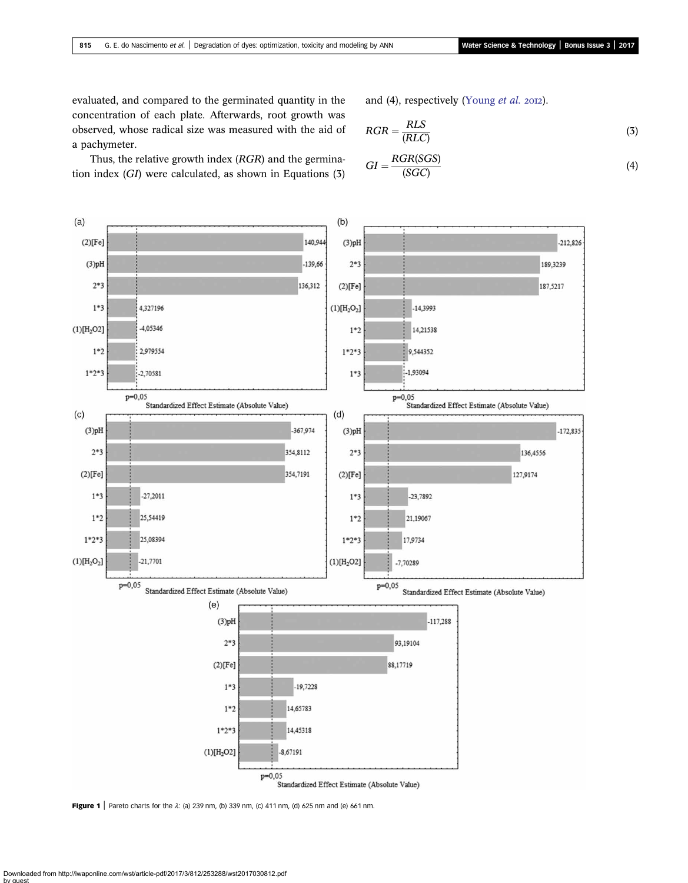evaluated, and compared to the germinated quantity in the concentration of each plate. Afterwards, root growth was observed, whose radical size was measured with the aid of a pachymeter.

Thus, the relative growth index ($RGR$) and the germination index ($GI$) were calculated, as shown in Equations (3) and (4), respectively (Young *et al.* 2012).

$$RGR = \frac{RLS}{(RLC)} \tag{3}$$

$$GI = \frac{RGR(SGS)}{(SGC)} \tag{4}$$

**Figure 1** | Pareto charts for the $\lambda$: (a) 239 nm, (b) 339 nm, (c) 411 nm, (d) 625 nm and (e) 661 nm.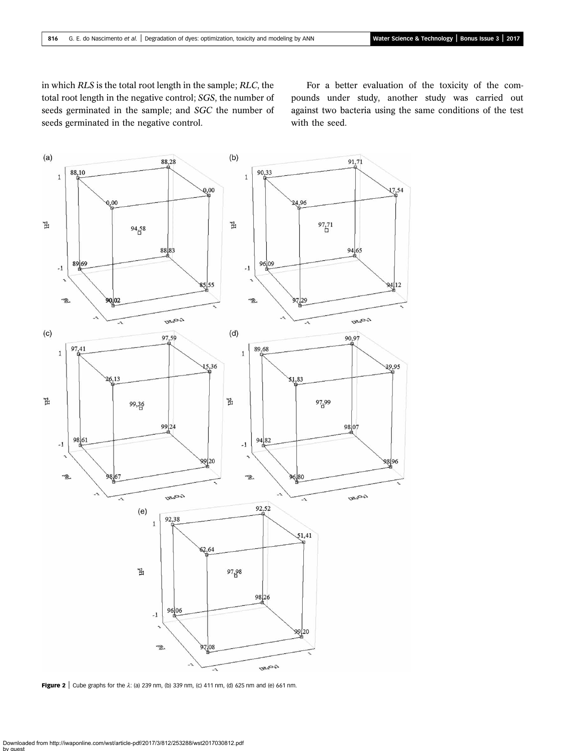in which *RLS* is the total root length in the sample; *RLC*, the total root length in the negative control; *SGS*, the number of seeds germinated in the sample; and *SGC* the number of seeds germinated in the negative control.

For a better evaluation of the toxicity of the compounds under study, another study was carried out against two bacteria using the same conditions of the test with the seed.

**Figure 2** | Cube graphs for the $\lambda$: (a) 239 nm, (b) 339 nm, (c) 411 nm, (d) 625 nm and (e) 661 nm.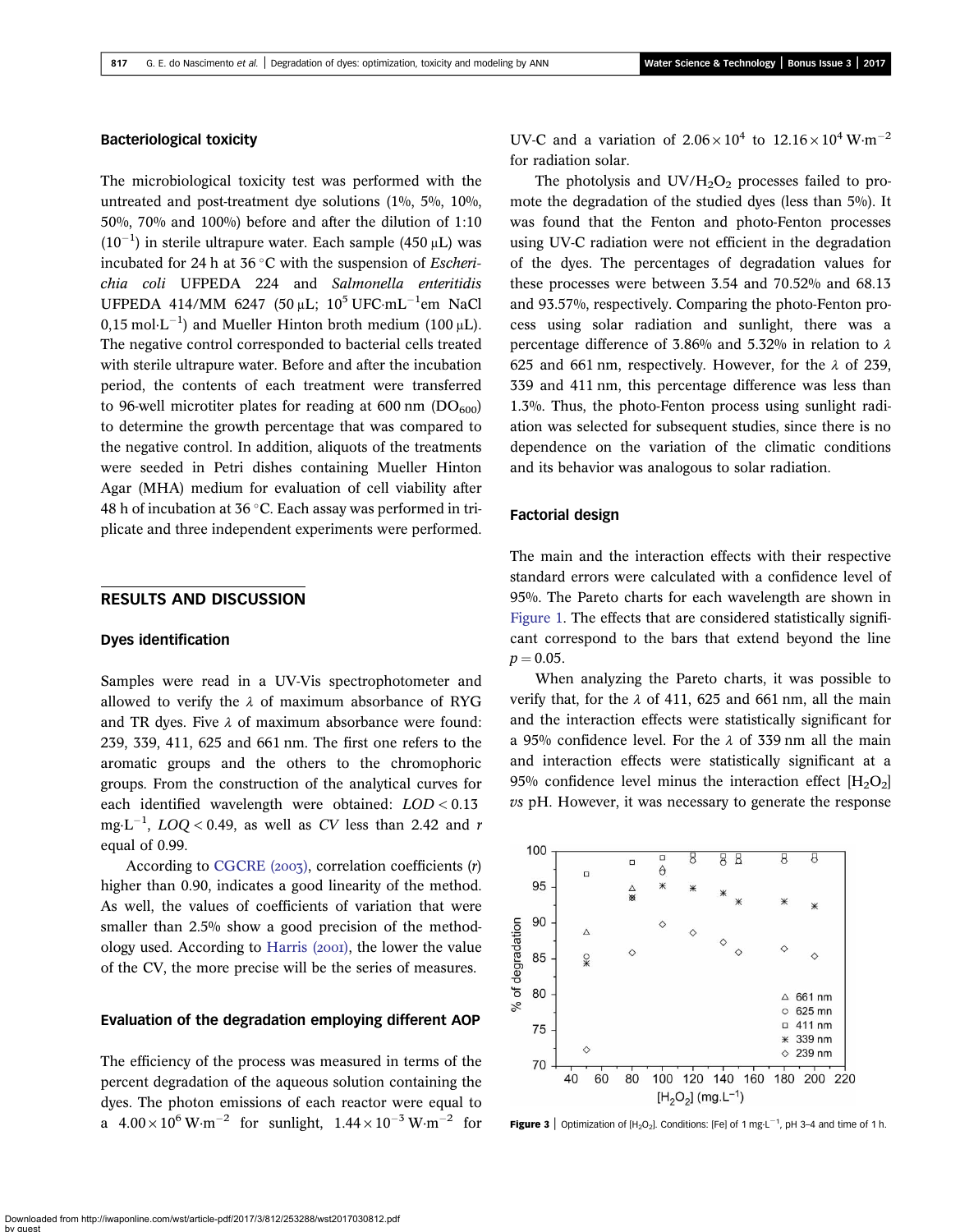### Bacteriological toxicity

The microbiological toxicity test was performed with the untreated and post-treatment dye solutions (1%, 5%, 10%, 50%, 70% and 100%) before and after the dilution of 1:10 ($10^{-1}$) in sterile ultrapure water. Each sample (450 μL) was incubated for 24 h at 36 °C with the suspension of *Escherichia coli* UFPEDA 224 and *Salmonella enteritidis* UFPEDA 414/MM 6247 (50 μL; $10^5$ UFC·mL$^{-1}$em NaCl 0,15 mol·L$^{-1}$) and Mueller Hinton broth medium (100 μL). The negative control corresponded to bacterial cells treated with sterile ultrapure water. Before and after the incubation period, the contents of each treatment were transferred to 96-well microtiter plates for reading at 600 nm ($DO_{600}$) to determine the growth percentage that was compared to the negative control. In addition, aliquots of the treatments were seeded in Petri dishes containing Mueller Hinton Agar (MHA) medium for evaluation of cell viability after 48 h of incubation at 36 °C. Each assay was performed in triplicate and three independent experiments were performed.

## RESULTS AND DISCUSSION

### Dyes identification

Samples were read in a UV-Vis spectrophotometer and allowed to verify the λ of maximum absorbance of RYG and TR dyes. Five λ of maximum absorbance were found: 239, 339, 411, 625 and 661 nm. The first one refers to the aromatic groups and the others to the chromophoric groups. From the construction of the analytical curves for each identified wavelength were obtained: $LOD < 0.13$ mg·L$^{-1}$, $LOQ < 0.49$, as well as $CV$ less than 2.42 and $r$ equal of 0.99.

According to CGCRE (2003), correlation coefficients ($r$) higher than 0.90, indicates a good linearity of the method. As well, the values of coefficients of variation that were smaller than 2.5% show a good precision of the methodology used. According to Harris (2001), the lower the value of the CV, the more precise will be the series of measures.

### Evaluation of the degradation employing different AOP

The efficiency of the process was measured in terms of the percent degradation of the aqueous solution containing the dyes. The photon emissions of each reactor were equal to a $4.00 \times 10^6$ W·m$^{-2}$ for sunlight, $1.44 \times 10^{-3}$ W·m$^{-2}$ for UV-C and a variation of $2.06 \times 10^4$ to $12.16 \times 10^4$ W·m$^{-2}$ for radiation solar.

The photolysis and UV/$H_2O_2$ processes failed to promote the degradation of the studied dyes (less than 5%). It was found that the Fenton and photo-Fenton processes using UV-C radiation were not efficient in the degradation of the dyes. The percentages of degradation values for these processes were between 3.54 and 70.52% and 68.13 and 93.57%, respectively. Comparing the photo-Fenton process using solar radiation and sunlight, there was a percentage difference of 3.86% and 5.32% in relation to λ 625 and 661 nm, respectively. However, for the λ of 239, 339 and 411 nm, this percentage difference was less than 1.3%. Thus, the photo-Fenton process using sunlight radiation was selected for subsequent studies, since there is no dependence on the variation of the climatic conditions and its behavior was analogous to solar radiation.

### Factorial design

The main and the interaction effects with their respective standard errors were calculated with a confidence level of 95%. The Pareto charts for each wavelength are shown in Figure 1. The effects that are considered statistically significant correspond to the bars that extend beyond the line $p = 0.05$.

When analyzing the Pareto charts, it was possible to verify that, for the λ of 411, 625 and 661 nm, all the main and the interaction effects were statistically significant for a 95% confidence level. For the λ of 339 nm all the main and interaction effects were statistically significant at a 95% confidence level minus the interaction effect [$H_2O_2$] *vs* pH. However, it was necessary to generate the response

**Figure 3** | Optimization of [$H_2O_2$]. Conditions: [Fe] of 1 mg·L$^{-1}$, pH 3–4 and time of 1 h.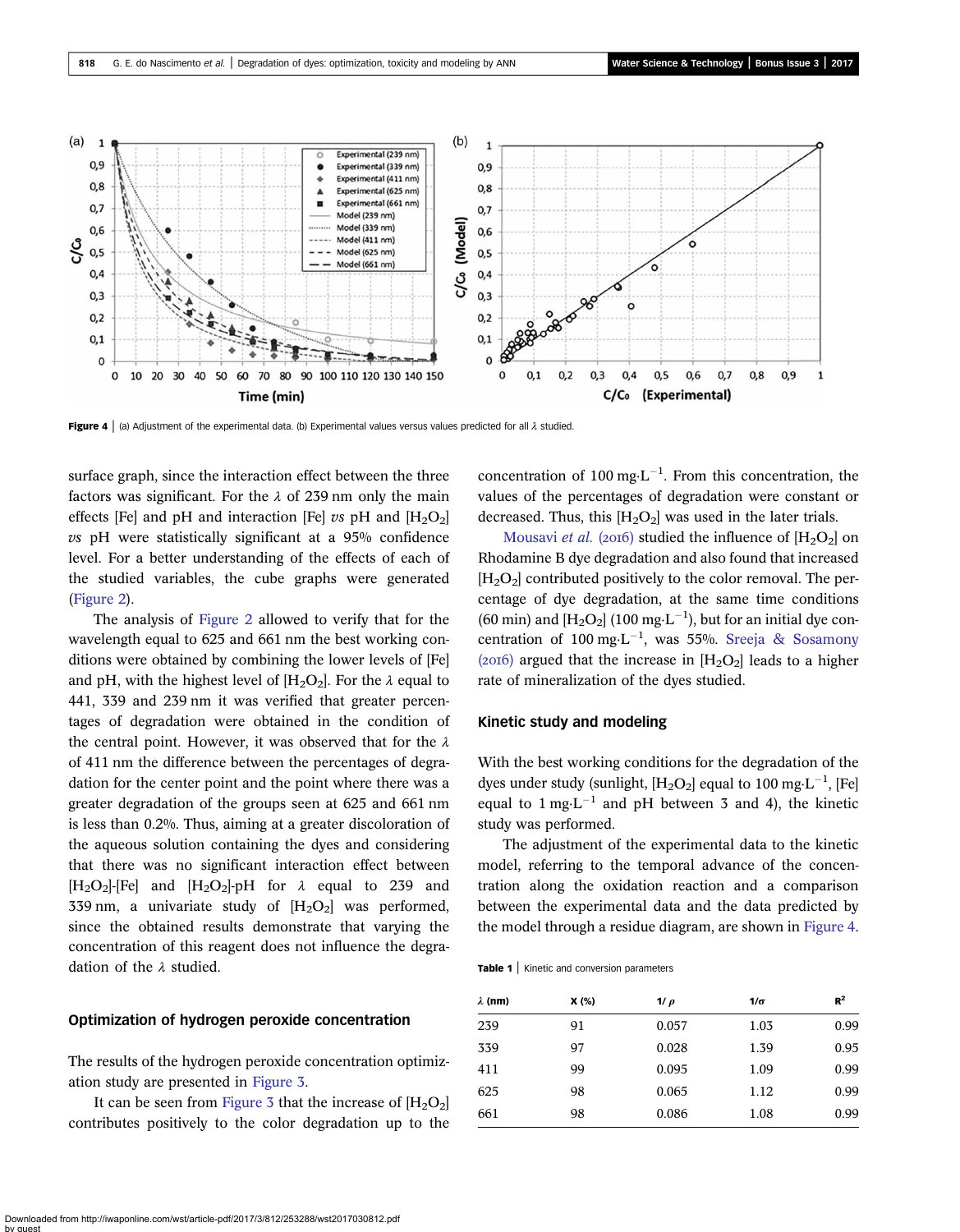Figure 4 | (a) Adjustment of the experimental data. (b) Experimental values versus values predicted for all λ studied.

surface graph, since the interaction effect between the three factors was significant. For the λ of 239 nm only the main effects [Fe] and pH and interaction [Fe] *vs* pH and $[H_2O_2]$ *vs* pH were statistically significant at a 95% confidence level. For a better understanding of the effects of each of the studied variables, the cube graphs were generated (Figure 2).

The analysis of Figure 2 allowed to verify that for the wavelength equal to 625 and 661 nm the best working conditions were obtained by combining the lower levels of [Fe] and pH, with the highest level of $[H_2O_2]$. For the λ equal to 441, 339 and 239 nm it was verified that greater percentages of degradation were obtained in the condition of the central point. However, it was observed that for the λ of 411 nm the difference between the percentages of degradation for the center point and the point where there was a greater degradation of the groups seen at 625 and 661 nm is less than 0.2%. Thus, aiming at a greater discoloration of the aqueous solution containing the dyes and considering that there was no significant interaction effect between $[H_2O_2]$-[Fe] and $[H_2O_2]$-pH for λ equal to 239 and 339 nm, a univariate study of $[H_2O_2]$ was performed, since the obtained results demonstrate that varying the concentration of this reagent does not influence the degradation of the λ studied.

## Optimization of hydrogen peroxide concentration

The results of the hydrogen peroxide concentration optimization study are presented in Figure 3.

It can be seen from Figure 3 that the increase of $[H_2O_2]$ contributes positively to the color degradation up to the concentration of $100\ mg{\cdot}L^{-1}$. From this concentration, the values of the percentages of degradation were constant or decreased. Thus, this $[H_2O_2]$ was used in the later trials.

Mousavi *et al.* (2016) studied the influence of $[H_2O_2]$ on Rhodamine B dye degradation and also found that increased $[H_2O_2]$ contributed positively to the color removal. The percentage of dye degradation, at the same time conditions (60 min) and $[H_2O_2]$ ($100\ mg{\cdot}L^{-1}$), but for an initial dye concentration of $100\ mg{\cdot}L^{-1}$, was 55%. Sreeja & Sosamony (2016) argued that the increase in $[H_2O_2]$ leads to a higher rate of mineralization of the dyes studied.

## Kinetic study and modeling

With the best working conditions for the degradation of the dyes under study (sunlight, $[H_2O_2]$ equal to $100\ mg{\cdot}L^{-1}$, [Fe] equal to $1\ mg{\cdot}L^{-1}$ and pH between 3 and 4), the kinetic study was performed.

The adjustment of the experimental data to the kinetic model, referring to the temporal advance of the concentration along the oxidation reaction and a comparison between the experimental data and the data predicted by the model through a residue diagram, are shown in Figure 4.

Table 1 | Kinetic and conversion parameters

| λ (nm) | X (%) | $1/\rho$ | $1/\sigma$ | $R^2$ |
|---|---|---|---|---|
| 239 | 91 | 0.057 | 1.03 | 0.99 |
| 339 | 97 | 0.028 | 1.39 | 0.95 |
| 411 | 99 | 0.095 | 1.09 | 0.99 |
| 625 | 98 | 0.065 | 1.12 | 0.99 |
| 661 | 98 | 0.086 | 1.08 | 0.99 |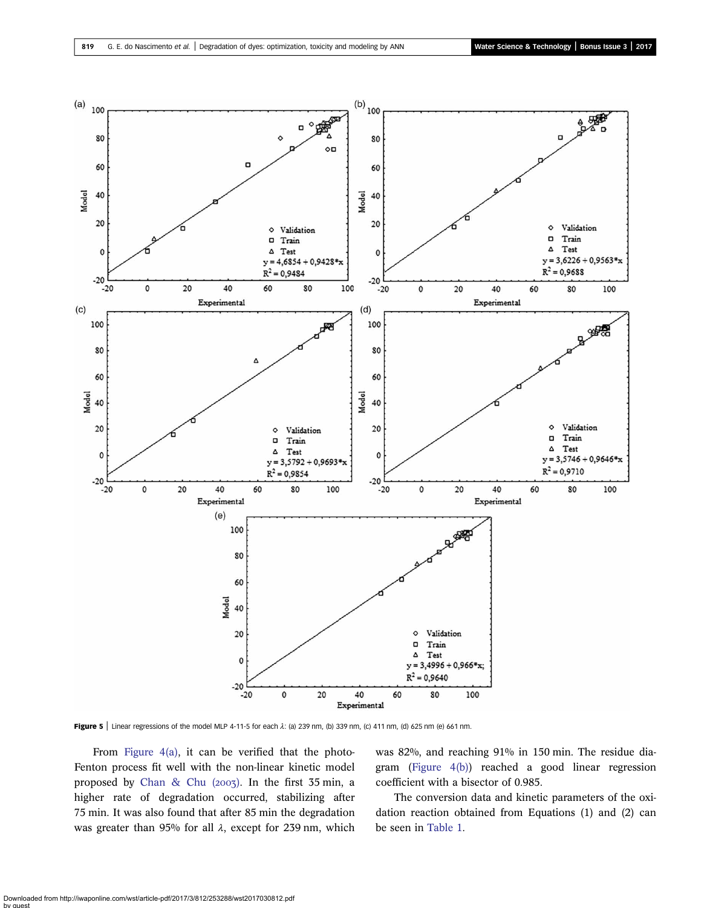**Figure 5** | Linear regressions of the model MLP 4-11-5 for each $\lambda$: (a) 239 nm, (b) 339 nm, (c) 411 nm, (d) 625 nm (e) 661 nm.

From Figure 4(a), it can be verified that the photo-Fenton process fit well with the non-linear kinetic model proposed by Chan & Chu (2003). In the first 35 min, a higher rate of degradation occurred, stabilizing after 75 min. It was also found that after 85 min the degradation was greater than 95% for all $\lambda$, except for 239 nm, which was 82%, and reaching 91% in 150 min. The residue diagram (Figure 4(b)) reached a good linear regression coefficient with a bisector of 0.985.

The conversion data and kinetic parameters of the oxidation reaction obtained from Equations (1) and (2) can be seen in Table 1.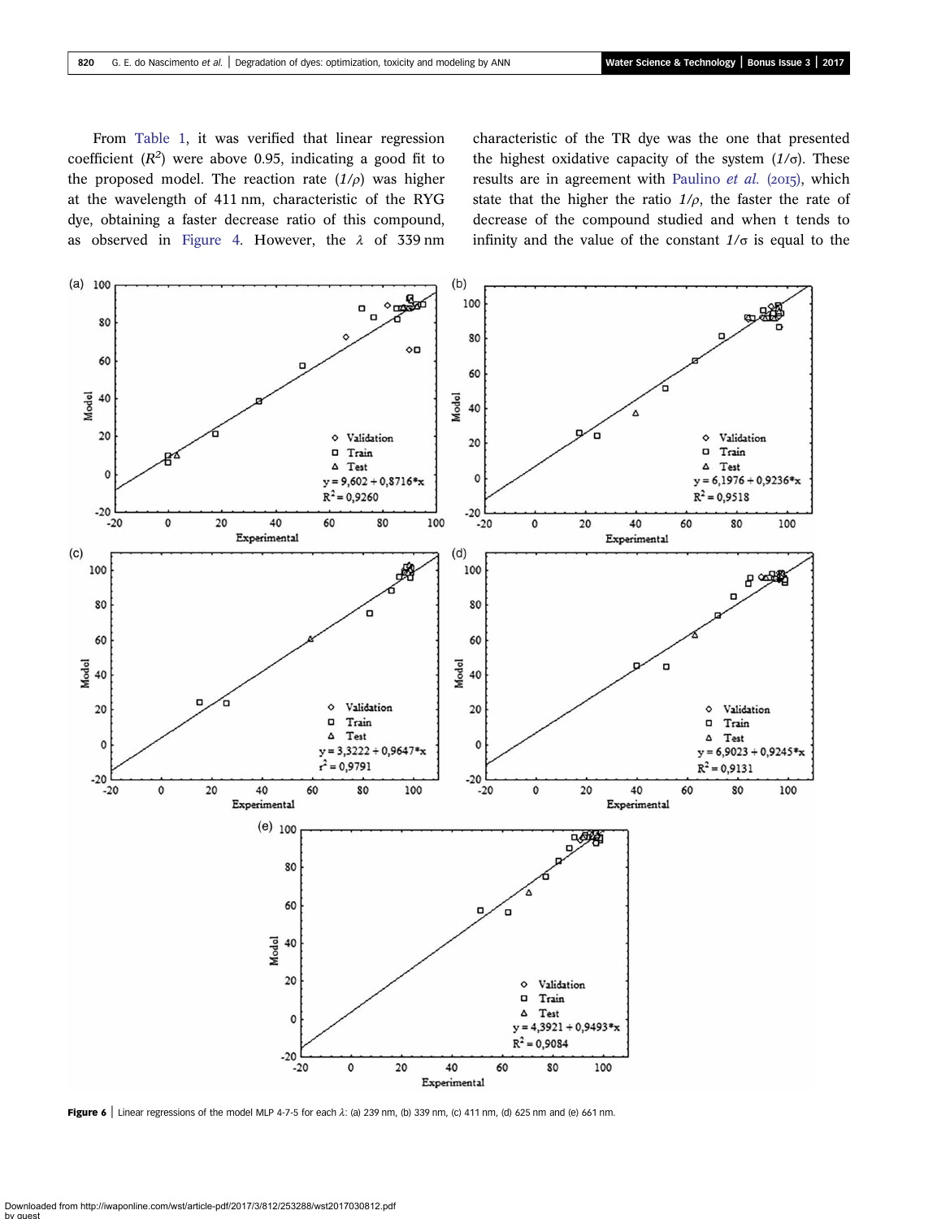From Table 1, it was verified that linear regression coefficient ($R^2$) were above 0.95, indicating a good fit to the proposed model. The reaction rate ($1/\rho$) was higher at the wavelength of 411 nm, characteristic of the RYG dye, obtaining a faster decrease ratio of this compound, as observed in Figure 4. However, the $\lambda$ of 339 nm characteristic of the TR dye was the one that presented the highest oxidative capacity of the system ($1/\sigma$). These results are in agreement with Paulino *et al.* (2015), which state that the higher the ratio $1/\rho$, the faster the rate of decrease of the compound studied and when t tends to infinity and the value of the constant $1/\sigma$ is equal to the

**Figure 6** | Linear regressions of the model MLP 4-7-5 for each $\lambda$: (a) 239 nm, (b) 339 nm, (c) 411 nm, (d) 625 nm and (e) 661 nm.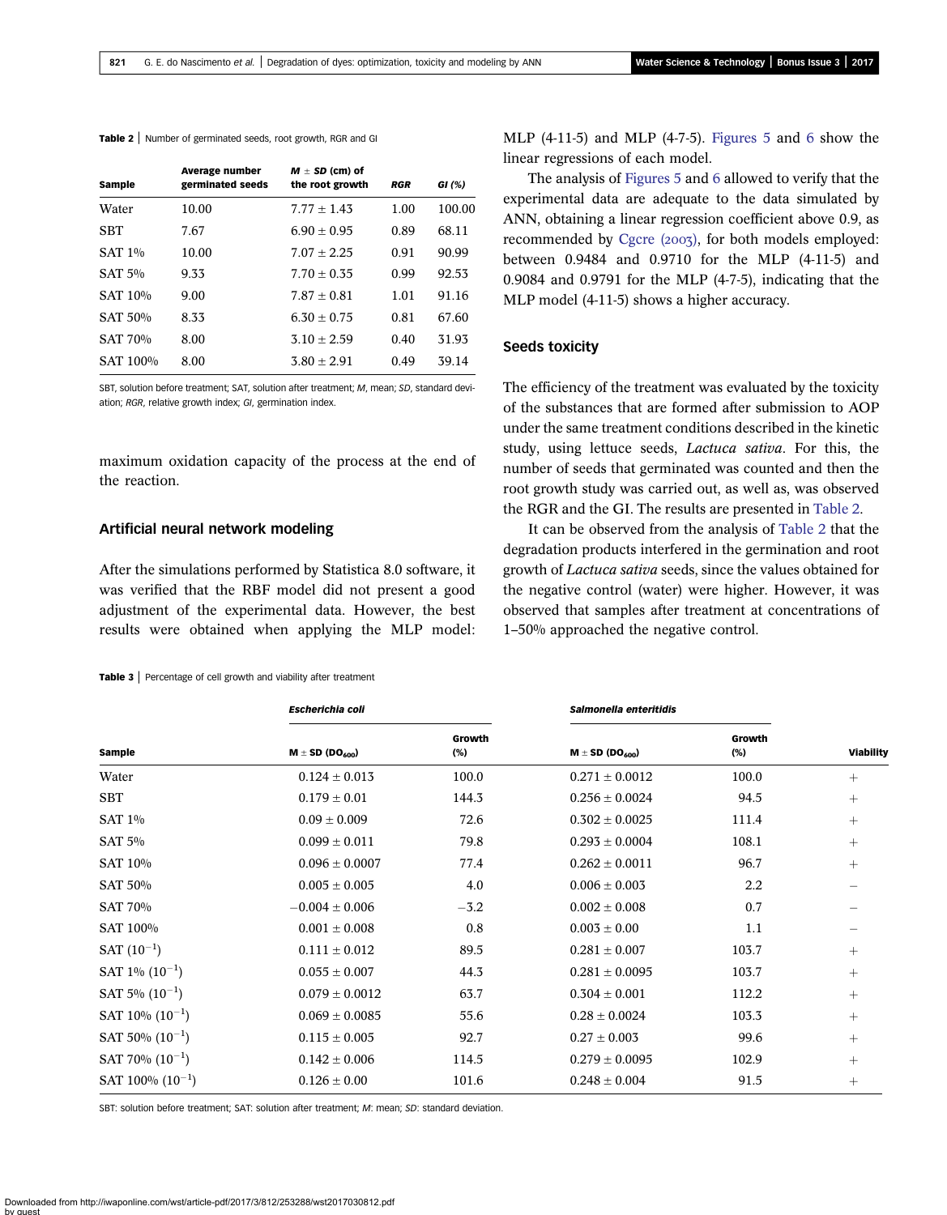**Table 2** | Number of germinated seeds, root growth, RGR and GI

| Sample | Average number germinated seeds | *M* ± *SD* (cm) of the root growth | *RGR* | *GI (%)* |
|---|---|---|---|---|
| Water | 10.00 | 7.77 ± 1.43 | 1.00 | 100.00 |
| SBT | 7.67 | 6.90 ± 0.95 | 0.89 | 68.11 |
| SAT 1% | 10.00 | 7.07 ± 2.25 | 0.91 | 90.99 |
| SAT 5% | 9.33 | 7.70 ± 0.35 | 0.99 | 92.53 |
| SAT 10% | 9.00 | 7.87 ± 0.81 | 1.01 | 91.16 |
| SAT 50% | 8.33 | 6.30 ± 0.75 | 0.81 | 67.60 |
| SAT 70% | 8.00 | 3.10 ± 2.59 | 0.40 | 31.93 |
| SAT 100% | 8.00 | 3.80 ± 2.91 | 0.49 | 39.14 |

SBT, solution before treatment; SAT, solution after treatment; *M*, mean; *SD*, standard deviation; *RGR*, relative growth index; *GI*, germination index.

maximum oxidation capacity of the process at the end of the reaction.

## Artificial neural network modeling

After the simulations performed by Statistica 8.0 software, it was verified that the RBF model did not present a good adjustment of the experimental data. However, the best results were obtained when applying the MLP model: MLP (4-11-5) and MLP (4-7-5). Figures 5 and 6 show the linear regressions of each model.

The analysis of Figures 5 and 6 allowed to verify that the experimental data are adequate to the data simulated by ANN, obtaining a linear regression coefficient above 0.9, as recommended by Cgcre (2003), for both models employed: between 0.9484 and 0.9710 for the MLP (4-11-5) and 0.9084 and 0.9791 for the MLP (4-7-5), indicating that the MLP model (4-11-5) shows a higher accuracy.

## Seeds toxicity

The efficiency of the treatment was evaluated by the toxicity of the substances that are formed after submission to AOP under the same treatment conditions described in the kinetic study, using lettuce seeds, *Lactuca sativa*. For this, the number of seeds that germinated was counted and then the root growth study was carried out, as well as, was observed the RGR and the GI. The results are presented in Table 2.

It can be observed from the analysis of Table 2 that the degradation products interfered in the germination and root growth of *Lactuca sativa* seeds, since the values obtained for the negative control (water) were higher. However, it was observed that samples after treatment at concentrations of 1–50% approached the negative control.

**Table 3** | Percentage of cell growth and viability after treatment

| Sample | *Escherichia coli* M ± SD ($DO_{600}$) | *Escherichia coli* Growth (%) | *Salmonella enteritidis* M ± SD ($DO_{600}$) | *Salmonella enteritidis* Growth (%) | Viability |
|---|---|---|---|---|---|
| Water | 0.124 ± 0.013 | 100.0 | 0.271 ± 0.0012 | 100.0 | + |
| SBT | 0.179 ± 0.01 | 144.3 | 0.256 ± 0.0024 | 94.5 | + |
| SAT 1% | 0.09 ± 0.009 | 72.6 | 0.302 ± 0.0025 | 111.4 | + |
| SAT 5% | 0.099 ± 0.011 | 79.8 | 0.293 ± 0.0004 | 108.1 | + |
| SAT 10% | 0.096 ± 0.0007 | 77.4 | 0.262 ± 0.0011 | 96.7 | + |
| SAT 50% | 0.005 ± 0.005 | 4.0 | 0.006 ± 0.003 | 2.2 | − |
| SAT 70% | −0.004 ± 0.006 | −3.2 | 0.002 ± 0.008 | 0.7 | − |
| SAT 100% | 0.001 ± 0.008 | 0.8 | 0.003 ± 0.00 | 1.1 | − |
| SAT ($10^{-1}$) | 0.111 ± 0.012 | 89.5 | 0.281 ± 0.007 | 103.7 | + |
| SAT 1% ($10^{-1}$) | 0.055 ± 0.007 | 44.3 | 0.281 ± 0.0095 | 103.7 | + |
| SAT 5% ($10^{-1}$) | 0.079 ± 0.0012 | 63.7 | 0.304 ± 0.001 | 112.2 | + |
| SAT 10% ($10^{-1}$) | 0.069 ± 0.0085 | 55.6 | 0.28 ± 0.0024 | 103.3 | + |
| SAT 50% ($10^{-1}$) | 0.115 ± 0.005 | 92.7 | 0.27 ± 0.003 | 99.6 | + |
| SAT 70% ($10^{-1}$) | 0.142 ± 0.006 | 114.5 | 0.279 ± 0.0095 | 102.9 | + |
| SAT 100% ($10^{-1}$) | 0.126 ± 0.00 | 101.6 | 0.248 ± 0.004 | 91.5 | + |

SBT: solution before treatment; SAT: solution after treatment; *M*: mean; *SD*: standard deviation.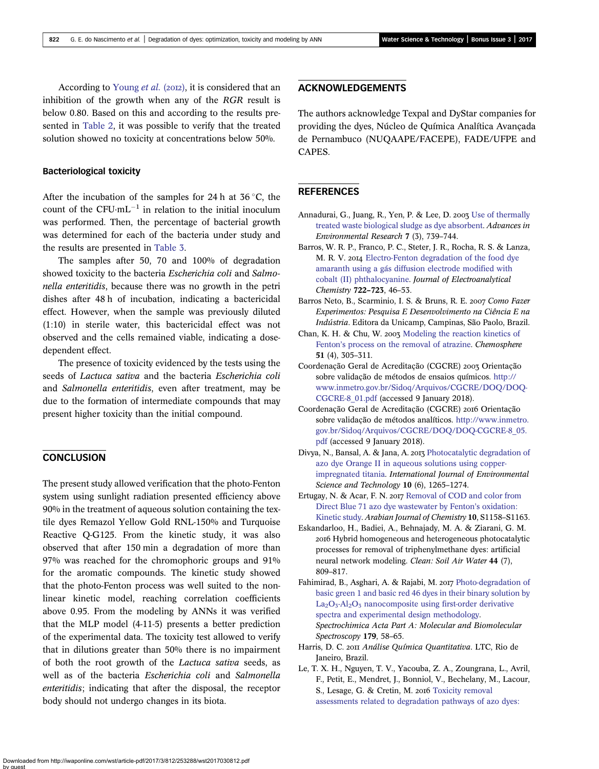According to Young *et al.* (2012), it is considered that an inhibition of the growth when any of the *RGR* result is below 0.80. Based on this and according to the results presented in Table 2, it was possible to verify that the treated solution showed no toxicity at concentrations below 50%.

### Bacteriological toxicity

After the incubation of the samples for 24 h at 36 °C, the count of the $CFU \cdot mL^{-1}$ in relation to the initial inoculum was performed. Then, the percentage of bacterial growth was determined for each of the bacteria under study and the results are presented in Table 3.

The samples after 50, 70 and 100% of degradation showed toxicity to the bacteria *Escherichia coli* and *Salmonella enteritidis*, because there was no growth in the petri dishes after 48 h of incubation, indicating a bactericidal effect. However, when the sample was previously diluted (1:10) in sterile water, this bactericidal effect was not observed and the cells remained viable, indicating a dose-dependent effect.

The presence of toxicity evidenced by the tests using the seeds of *Lactuca sativa* and the bacteria *Escherichia coli* and *Salmonella enteritidis*, even after treatment, may be due to the formation of intermediate compounds that may present higher toxicity than the initial compound.

## CONCLUSION

The present study allowed verification that the photo-Fenton system using sunlight radiation presented efficiency above 90% in the treatment of aqueous solution containing the textile dyes Remazol Yellow Gold RNL-150% and Turquoise Reactive Q-G125. From the kinetic study, it was also observed that after 150 min a degradation of more than 97% was reached for the chromophoric groups and 91% for the aromatic compounds. The kinetic study showed that the photo-Fenton process was well suited to the nonlinear kinetic model, reaching correlation coefficients above 0.95. From the modeling by ANNs it was verified that the MLP model (4-11-5) presents a better prediction of the experimental data. The toxicity test allowed to verify that in dilutions greater than 50% there is no impairment of both the root growth of the *Lactuca sativa* seeds, as well as of the bacteria *Escherichia coli* and *Salmonella enteritidis*; indicating that after the disposal, the receptor body should not undergo changes in its biota.

## ACKNOWLEDGEMENTS

The authors acknowledge Texpal and DyStar companies for providing the dyes, Núcleo de Química Analítica Avançada de Pernambuco (NUQAAPE/FACEPE), FADE/UFPE and CAPES.

## REFERENCES

Annadurai, G., Juang, R., Yen, P. & Lee, D. 2003 Use of thermally treated waste biological sludge as dye absorbent. *Advances in Environmental Research* **7** (3), 739–744.

Barros, W. R. P., Franco, P. C., Steter, J. R., Rocha, R. S. & Lanza, M. R. V. 2014 Electro-Fenton degradation of the food dye amaranth using a gás diffusion electrode modified with cobalt (II) phthalocyanine. *Journal of Electroanalytical Chemistry* **722–723**, 46–53.

Barros Neto, B., Scarminio, I. S. & Bruns, R. E. 2007 *Como Fazer Experimentos: Pesquisa E Desenvolvimento na Ciência E na Indústria*. Editora da Unicamp, Campinas, São Paolo, Brazil.

Chan, K. H. & Chu, W. 2003 Modeling the reaction kinetics of Fenton's process on the removal of atrazine. *Chemosphere* **51** (4), 305–311.

Coordenação Geral de Acreditação (CGCRE) 2003 Orientação sobre validação de métodos de ensaios químicos. http://www.inmetro.gov.br/Sidoq/Arquivos/CGCRE/DOQ/DOQ-CGCRE-8_01.pdf (accessed 9 January 2018).

Coordenação Geral de Acreditação (CGCRE) 2016 Orientação sobre validação de métodos analíticos. http://www.inmetro.gov.br/Sidoq/Arquivos/CGCRE/DOQ/DOQ-CGCRE-8_05.pdf (accessed 9 January 2018).

Divya, N., Bansal, A. & Jana, A. 2013 Photocatalytic degradation of azo dye Orange II in aqueous solutions using copper-impregnated titania. *International Journal of Environmental Science and Technology* **10** (6), 1265–1274.

Ertugay, N. & Acar, F. N. 2017 Removal of COD and color from Direct Blue 71 azo dye wastewater by Fenton's oxidation: Kinetic study. *Arabian Journal of Chemistry* **10**, S1158–S1163.

Eskandarloo, H., Badiei, A., Behnajady, M. A. & Ziarani, G. M. 2016 Hybrid homogeneous and heterogeneous photocatalytic processes for removal of triphenylmethane dyes: artificial neural network modeling. *Clean: Soil Air Water* **44** (7), 809–817.

Fahimirad, B., Asghari, A. & Rajabi, M. 2017 Photo-degradation of basic green 1 and basic red 46 dyes in their binary solution by $La_2O_3$-$Al_2O_3$ nanocomposite using first-order derivative spectra and experimental design methodology. *Spectrochimica Acta Part A: Molecular and Biomolecular Spectroscopy* **179**, 58–65.

Harris, D. C. 2011 *Análise Química Quantitativa*. LTC, Rio de Janeiro, Brazil.

Le, T. X. H., Nguyen, T. V., Yacouba, Z. A., Zoungrana, L., Avril, F., Petit, E., Mendret, J., Bonniol, V., Bechelany, M., Lacour, S., Lesage, G. & Cretin, M. 2016 Toxicity removal assessments related to degradation pathways of azo dyes: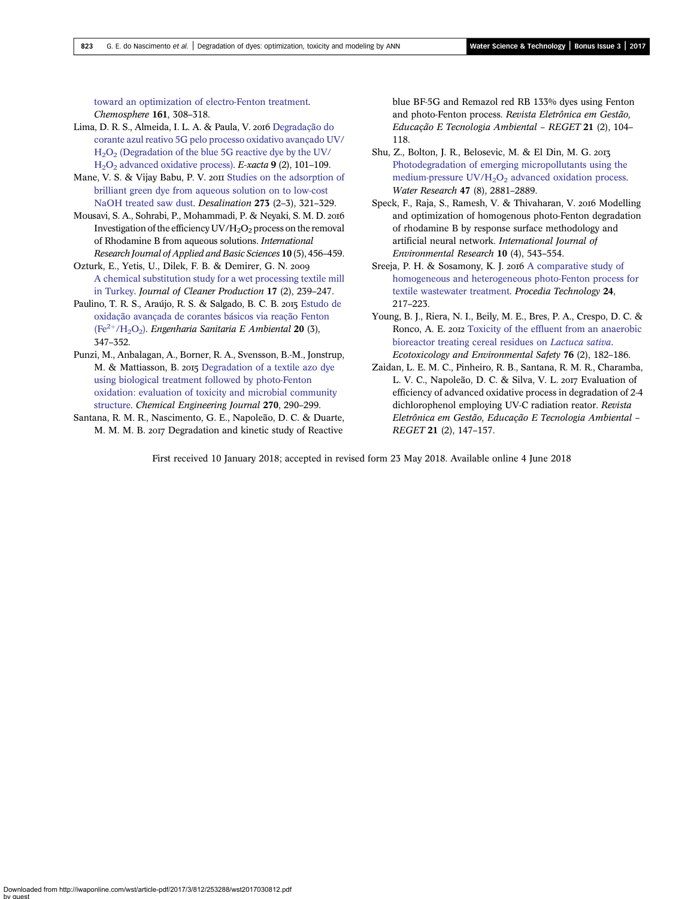toward an optimization of electro-Fenton treatment. *Chemosphere* **161**, 308–318.

Lima, D. R. S., Almeida, I. L. A. & Paula, V. 2016 Degradação do corante azul reativo 5G pelo processo oxidativo avançado UV/$H_2O_2$ (Degradation of the blue 5G reactive dye by the UV/$H_2O_2$ advanced oxidative process). *E-xacta* **9** (2), 101–109.

Mane, V. S. & Vijay Babu, P. V. 2011 Studies on the adsorption of brilliant green dye from aqueous solution on to low-cost NaOH treated saw dust. *Desalination* **273** (2–3), 321–329.

Mousavi, S. A., Sohrabi, P., Mohammadi, P. & Neyaki, S. M. D. 2016 Investigation of the efficiency UV/$H_2O_2$ process on the removal of Rhodamine B from aqueous solutions. *International Research Journal of Applied and Basic Sciences* **10** (5), 456–459.

Ozturk, E., Yetis, U., Dilek, F. B. & Demirer, G. N. 2009 A chemical substitution study for a wet processing textile mill in Turkey. *Journal of Cleaner Production* **17** (2), 239–247.

Paulino, T. R. S., Araújo, R. S. & Salgado, B. C. B. 2015 Estudo de oxidação avançada de corantes básicos via reação Fenton ($Fe^{2+}$/$H_2O_2$). *Engenharia Sanitaria E Ambiental* **20** (3), 347–352.

Punzi, M., Anbalagan, A., Borner, R. A., Svensson, B.-M., Jonstrup, M. & Mattiasson, B. 2015 Degradation of a textile azo dye using biological treatment followed by photo-Fenton oxidation: evaluation of toxicity and microbial community structure. *Chemical Engineering Journal* **270**, 290–299.

Santana, R. M. R., Nascimento, G. E., Napoleão, D. C. & Duarte, M. M. M. B. 2017 Degradation and kinetic study of Reactive blue BF-5G and Remazol red RB 133% dyes using Fenton and photo-Fenton process. *Revista Eletrônica em Gestão, Educação E Tecnologia Ambiental – REGET* **21** (2), 104–118.

Shu, Z., Bolton, J. R., Belosevic, M. & El Din, M. G. 2013 Photodegradation of emerging micropollutants using the medium-pressure UV/$H_2O_2$ advanced oxidation process. *Water Research* **47** (8), 2881–2889.

Speck, F., Raja, S., Ramesh, V. & Thivaharan, V. 2016 Modelling and optimization of homogenous photo-Fenton degradation of rhodamine B by response surface methodology and artificial neural network. *International Journal of Environmental Research* **10** (4), 543–554.

Sreeja, P. H. & Sosamony, K. J. 2016 A comparative study of homogeneous and heterogeneous photo-Fenton process for textile wastewater treatment. *Procedia Technology* **24**, 217–223.

Young, B. J., Riera, N. I., Beily, M. E., Bres, P. A., Crespo, D. C. & Ronco, A. E. 2012 Toxicity of the effluent from an anaerobic bioreactor treating cereal residues on *Lactuca sativa*. *Ecotoxicology and Environmental Safety* **76** (2), 182–186.

Zaidan, L. E. M. C., Pinheiro, R. B., Santana, R. M. R., Charamba, L. V. C., Napoleão, D. C. & Silva, V. L. 2017 Evaluation of efficiency of advanced oxidative process in degradation of 2-4 dichlorophenol employing UV-C radiation reator. *Revista Eletrônica em Gestão, Educação E Tecnologia Ambiental – REGET* **21** (2), 147–157.

First received 10 January 2018; accepted in revised form 23 May 2018. Available online 4 June 2018